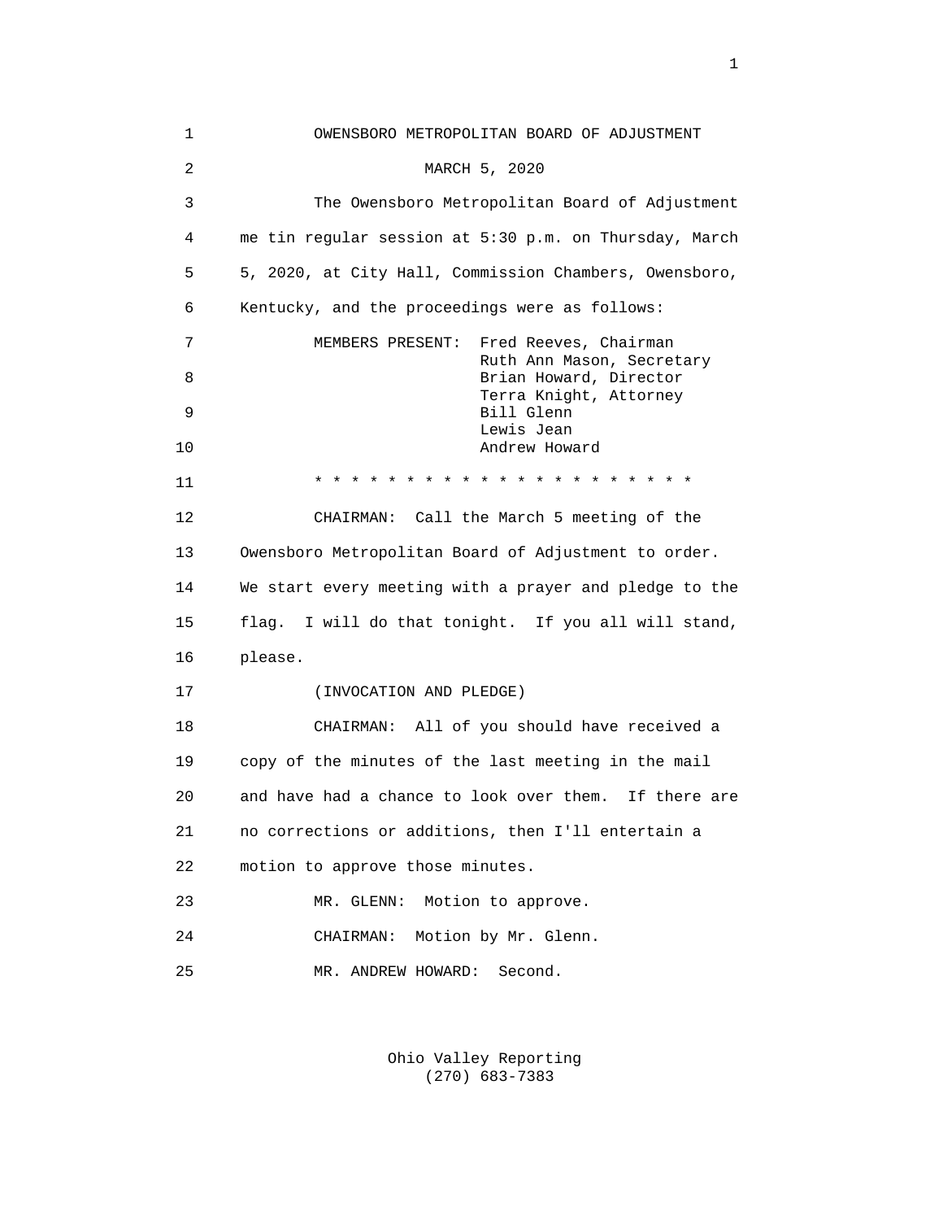OWENSBORO METROPOLITAN BOARD OF ADJUSTMENT

MARCH 5, 2020

The Owensboro Metropolitan Board of Adjustment me tin regular session at 5:30 p.m. on Thursday, March 5, 2020, at City Hall, Commission Chambers, Owensboro, Kentucky, and the proceedings were as follows:

MEMBERS PRESENT: Fred Reeves, Chairman
Ruth Ann Mason, Secretary
Brian Howard, Director
Terra Knight, Attorney
Bill Glenn
Lewis Jean
Andrew Howard

* * * * * * * * * * * * * * * * * * * * * *

CHAIRMAN: Call the March 5 meeting of the Owensboro Metropolitan Board of Adjustment to order. We start every meeting with a prayer and pledge to the flag. I will do that tonight. If you all will stand, please.

(INVOCATION AND PLEDGE)

CHAIRMAN: All of you should have received a copy of the minutes of the last meeting in the mail and have had a chance to look over them. If there are no corrections or additions, then I'll entertain a motion to approve those minutes.

MR. GLENN: Motion to approve.

CHAIRMAN: Motion by Mr. Glenn.

MR. ANDREW HOWARD: Second.

Ohio Valley Reporting
(270) 683-7383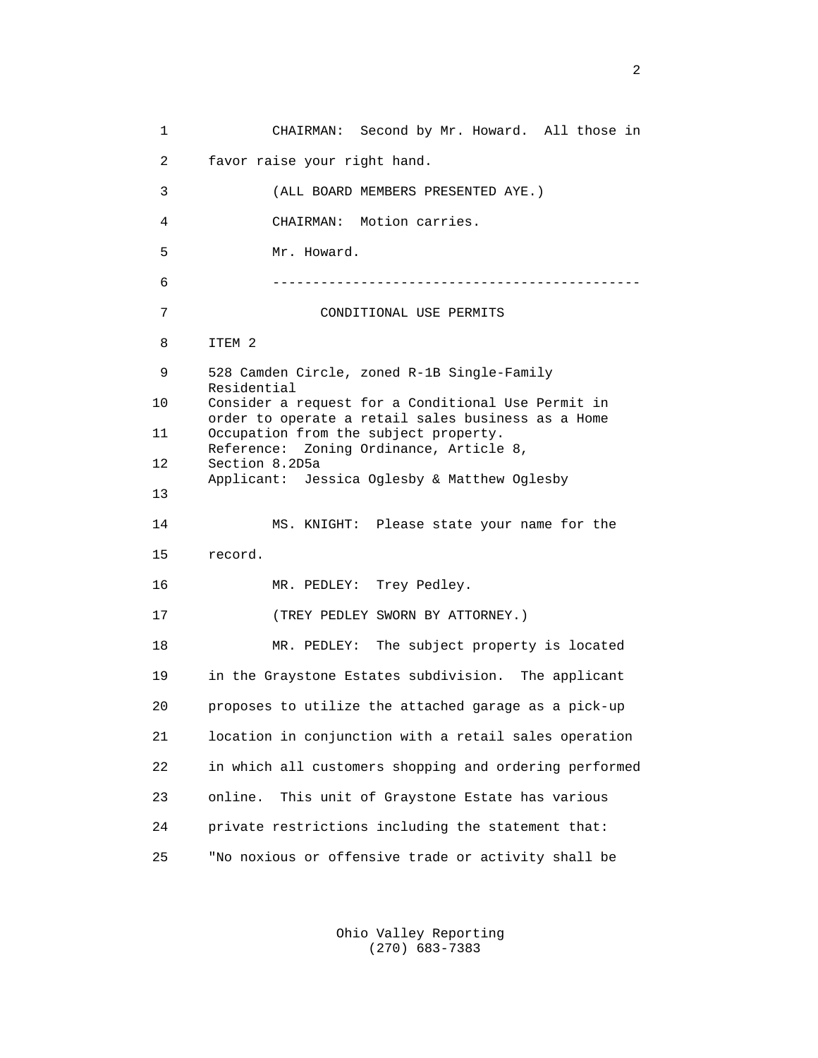CHAIRMAN: Second by Mr. Howard. All those in favor raise your right hand.

(ALL BOARD MEMBERS PRESENTED AYE.)

CHAIRMAN: Motion carries.

Mr. Howard.

---

CONDITIONAL USE PERMITS

ITEM 2

528 Camden Circle, zoned R-1B Single-Family Residential
Consider a request for a Conditional Use Permit in order to operate a retail sales business as a Home Occupation from the subject property.
Reference: Zoning Ordinance, Article 8, Section 8.2D5a
Applicant: Jessica Oglesby & Matthew Oglesby

MS. KNIGHT: Please state your name for the record.

MR. PEDLEY: Trey Pedley.

(TREY PEDLEY SWORN BY ATTORNEY.)

MR. PEDLEY: The subject property is located in the Graystone Estates subdivision. The applicant proposes to utilize the attached garage as a pick-up location in conjunction with a retail sales operation in which all customers shopping and ordering performed online. This unit of Graystone Estate has various private restrictions including the statement that: "No noxious or offensive trade or activity shall be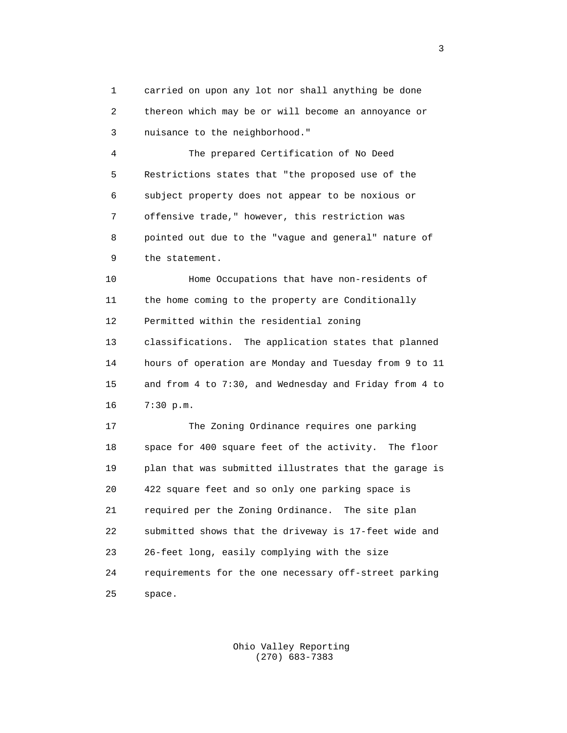carried on upon any lot nor shall anything be done thereon which may be or will become an annoyance or nuisance to the neighborhood."

The prepared Certification of No Deed Restrictions states that "the proposed use of the subject property does not appear to be noxious or offensive trade," however, this restriction was pointed out due to the "vague and general" nature of the statement.

Home Occupations that have non-residents of the home coming to the property are Conditionally Permitted within the residential zoning classifications. The application states that planned hours of operation are Monday and Tuesday from 9 to 11 and from 4 to 7:30, and Wednesday and Friday from 4 to 7:30 p.m.

The Zoning Ordinance requires one parking space for 400 square feet of the activity. The floor plan that was submitted illustrates that the garage is 422 square feet and so only one parking space is required per the Zoning Ordinance. The site plan submitted shows that the driveway is 17-feet wide and 26-feet long, easily complying with the size requirements for the one necessary off-street parking space.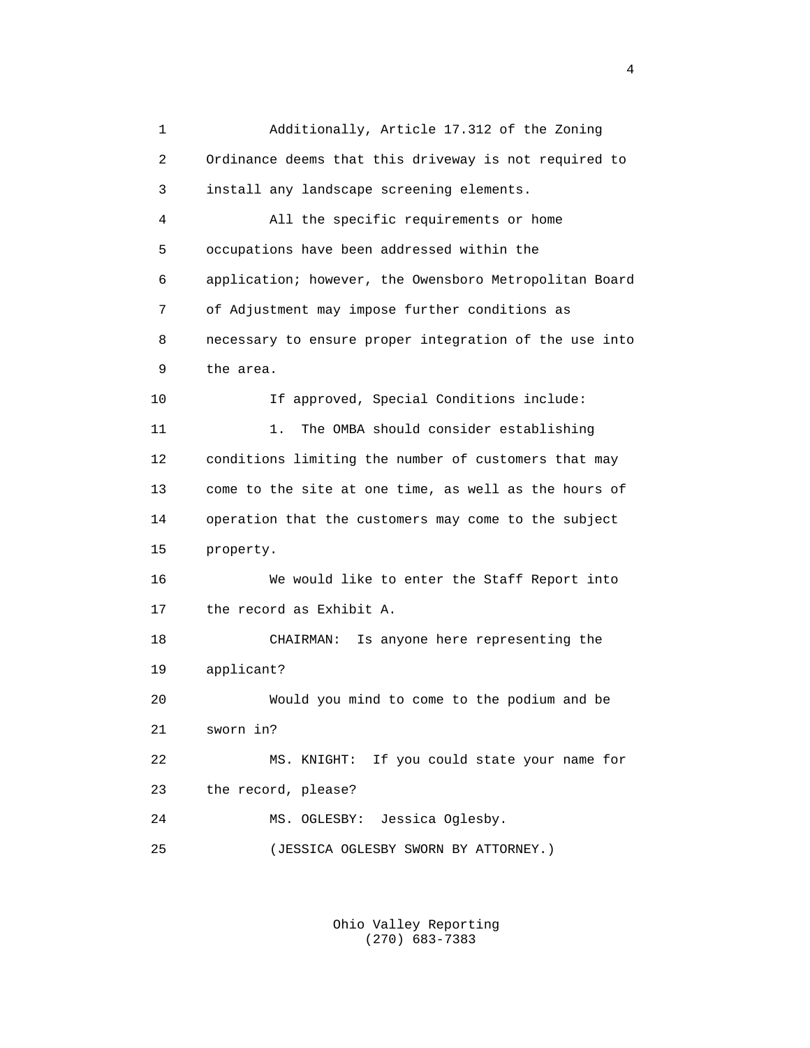Additionally, Article 17.312 of the Zoning Ordinance deems that this driveway is not required to install any landscape screening elements.

All the specific requirements or home occupations have been addressed within the application; however, the Owensboro Metropolitan Board of Adjustment may impose further conditions as necessary to ensure proper integration of the use into the area.

If approved, Special Conditions include:

1. The OMBA should consider establishing conditions limiting the number of customers that may come to the site at one time, as well as the hours of operation that the customers may come to the subject property.

We would like to enter the Staff Report into the record as Exhibit A.

CHAIRMAN: Is anyone here representing the applicant?

Would you mind to come to the podium and be sworn in?

MS. KNIGHT: If you could state your name for the record, please?

MS. OGLESBY: Jessica Oglesby.

(JESSICA OGLESBY SWORN BY ATTORNEY.)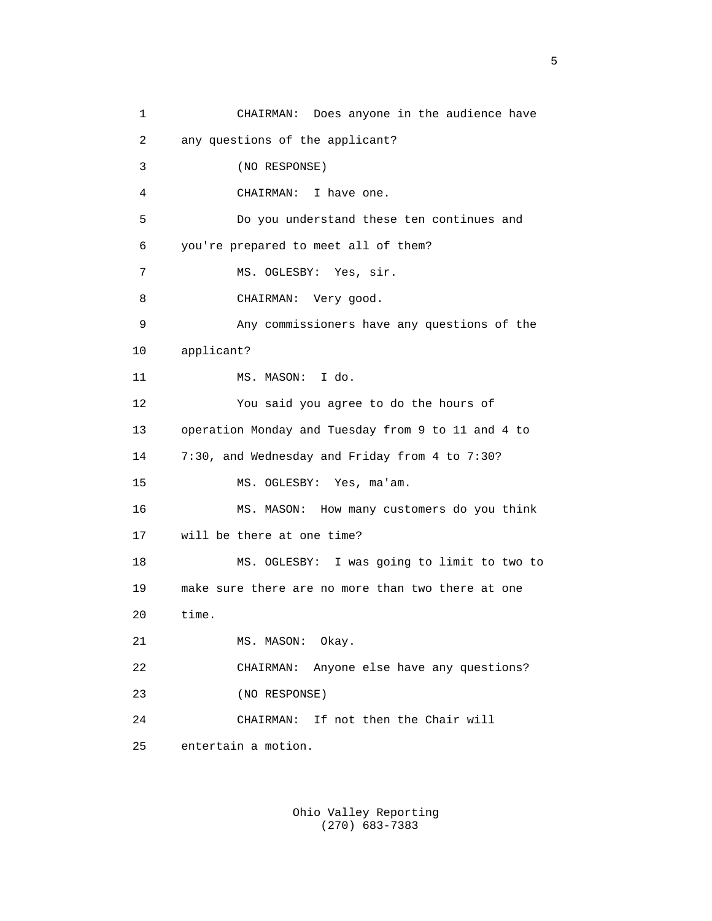1 CHAIRMAN: Does anyone in the audience have
2 any questions of the applicant?
3 (NO RESPONSE)
4 CHAIRMAN: I have one.
5 Do you understand these ten continues and
6 you're prepared to meet all of them?
7 MS. OGLESBY: Yes, sir.
8 CHAIRMAN: Very good.
9 Any commissioners have any questions of the
10 applicant?
11 MS. MASON: I do.
12 You said you agree to do the hours of
13 operation Monday and Tuesday from 9 to 11 and 4 to
14 7:30, and Wednesday and Friday from 4 to 7:30?
15 MS. OGLESBY: Yes, ma'am.
16 MS. MASON: How many customers do you think
17 will be there at one time?
18 MS. OGLESBY: I was going to limit to two to
19 make sure there are no more than two there at one
20 time.
21 MS. MASON: Okay.
22 CHAIRMAN: Anyone else have any questions?
23 (NO RESPONSE)
24 CHAIRMAN: If not then the Chair will
25 entertain a motion.

Ohio Valley Reporting
(270) 683-7383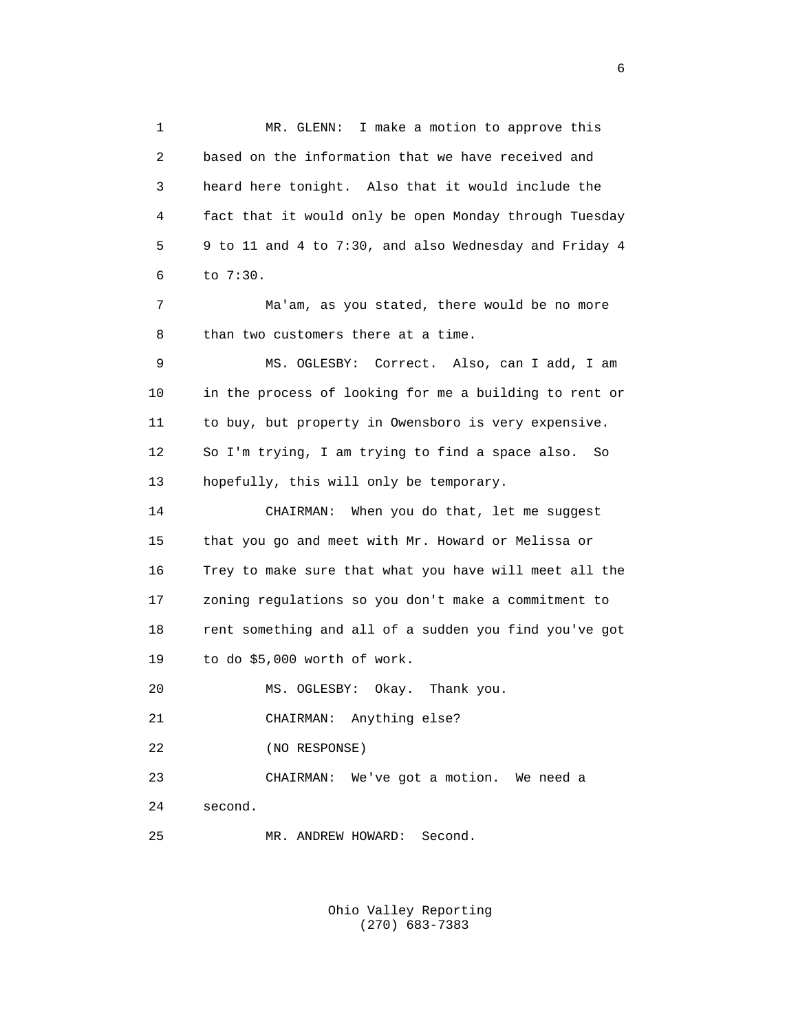MR. GLENN: I make a motion to approve this based on the information that we have received and heard here tonight. Also that it would include the fact that it would only be open Monday through Tuesday 9 to 11 and 4 to 7:30, and also Wednesday and Friday 4 to 7:30.

Ma'am, as you stated, there would be no more than two customers there at a time.

MS. OGLESBY: Correct. Also, can I add, I am in the process of looking for me a building to rent or to buy, but property in Owensboro is very expensive. So I'm trying, I am trying to find a space also. So hopefully, this will only be temporary.

CHAIRMAN: When you do that, let me suggest that you go and meet with Mr. Howard or Melissa or Trey to make sure that what you have will meet all the zoning regulations so you don't make a commitment to rent something and all of a sudden you find you've got to do $5,000 worth of work.

MS. OGLESBY: Okay. Thank you.

CHAIRMAN: Anything else?

(NO RESPONSE)

CHAIRMAN: We've got a motion. We need a second.

MR. ANDREW HOWARD: Second.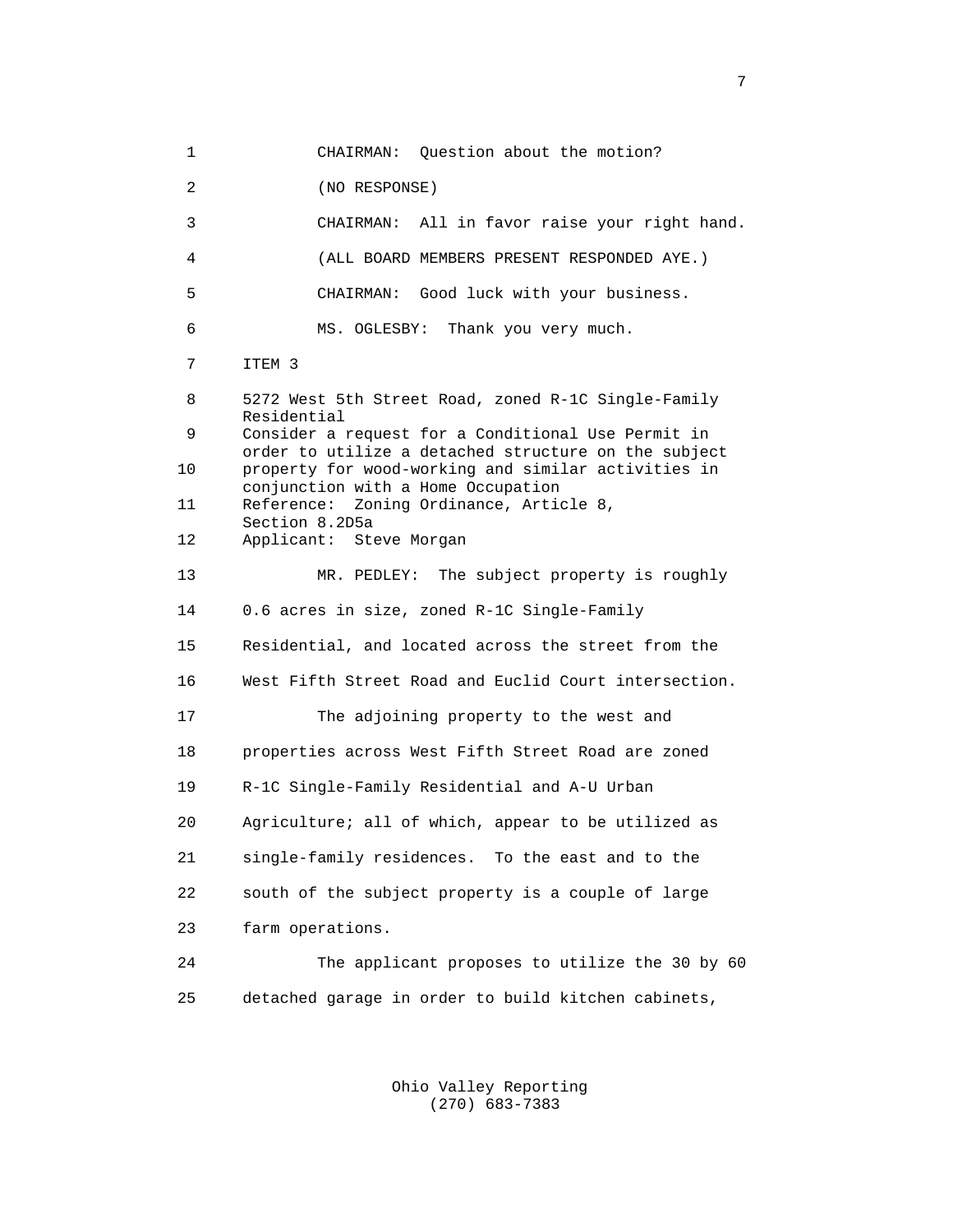CHAIRMAN: Question about the motion?

(NO RESPONSE)

CHAIRMAN: All in favor raise your right hand.

(ALL BOARD MEMBERS PRESENT RESPONDED AYE.)

CHAIRMAN: Good luck with your business.

MS. OGLESBY: Thank you very much.

ITEM 3

5272 West 5th Street Road, zoned R-1C Single-Family Residential
Consider a request for a Conditional Use Permit in order to utilize a detached structure on the subject property for wood-working and similar activities in conjunction with a Home Occupation
Reference: Zoning Ordinance, Article 8, Section 8.2D5a
Applicant: Steve Morgan

MR. PEDLEY: The subject property is roughly 0.6 acres in size, zoned R-1C Single-Family Residential, and located across the street from the West Fifth Street Road and Euclid Court intersection.

The adjoining property to the west and properties across West Fifth Street Road are zoned R-1C Single-Family Residential and A-U Urban Agriculture; all of which, appear to be utilized as single-family residences. To the east and to the south of the subject property is a couple of large farm operations.

The applicant proposes to utilize the 30 by 60 detached garage in order to build kitchen cabinets,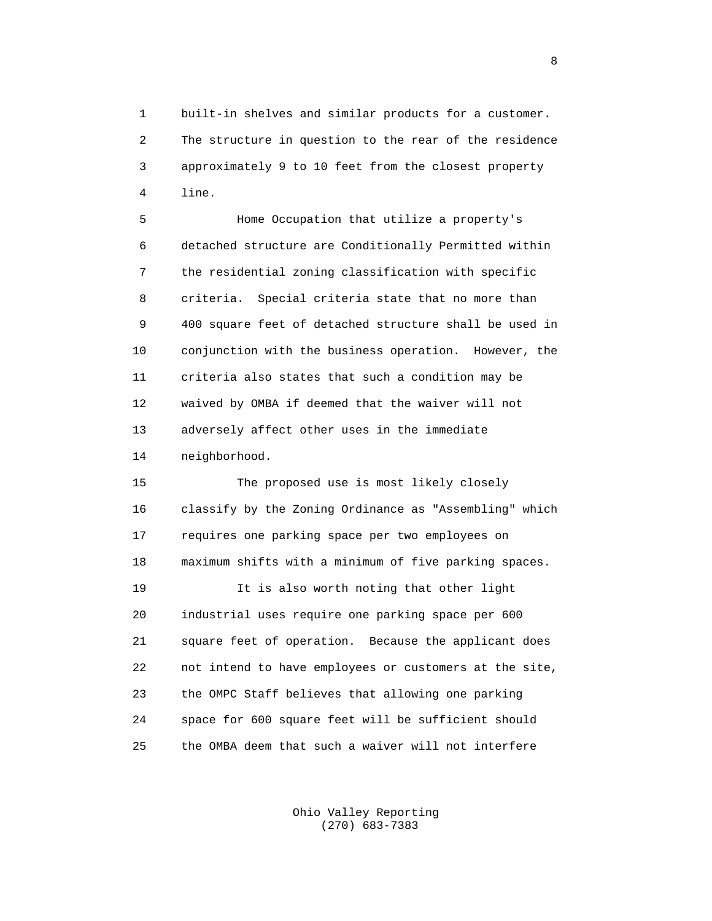built-in shelves and similar products for a customer. The structure in question to the rear of the residence approximately 9 to 10 feet from the closest property line.

Home Occupation that utilize a property's detached structure are Conditionally Permitted within the residential zoning classification with specific criteria. Special criteria state that no more than 400 square feet of detached structure shall be used in conjunction with the business operation. However, the criteria also states that such a condition may be waived by OMBA if deemed that the waiver will not adversely affect other uses in the immediate neighborhood.

The proposed use is most likely closely classify by the Zoning Ordinance as "Assembling" which requires one parking space per two employees on maximum shifts with a minimum of five parking spaces.

It is also worth noting that other light industrial uses require one parking space per 600 square feet of operation. Because the applicant does not intend to have employees or customers at the site, the OMPC Staff believes that allowing one parking space for 600 square feet will be sufficient should the OMBA deem that such a waiver will not interfere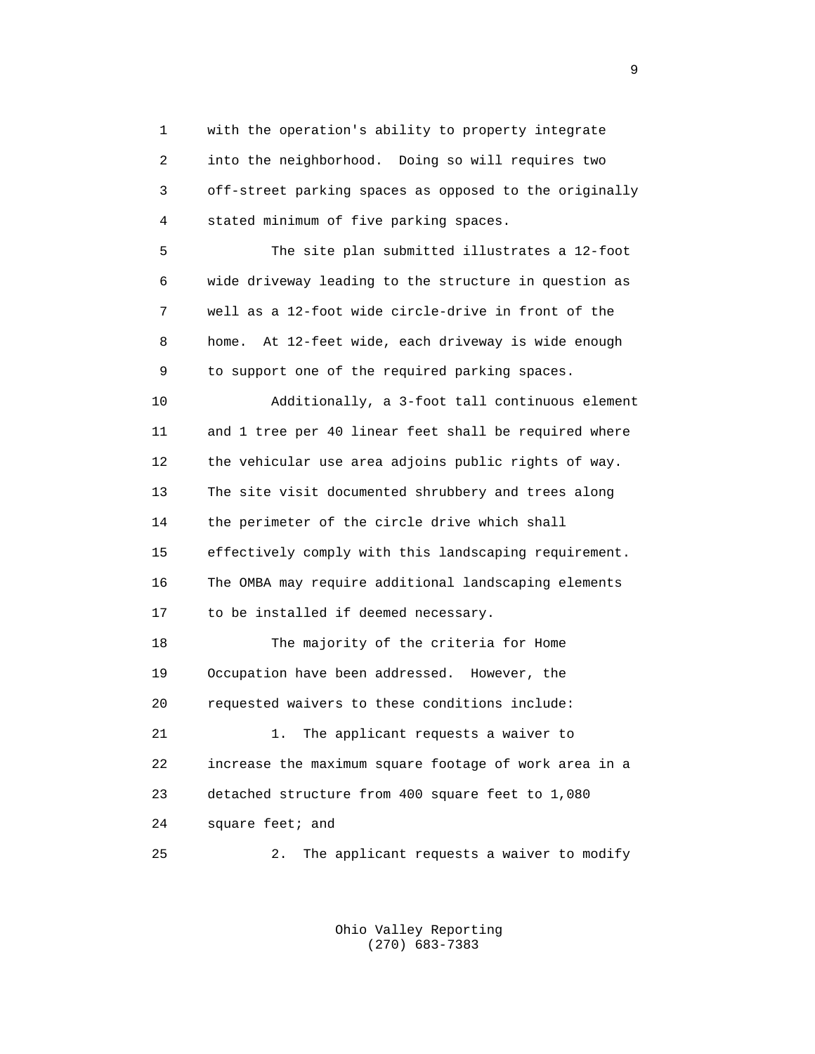with the operation's ability to property integrate into the neighborhood. Doing so will requires two off-street parking spaces as opposed to the originally stated minimum of five parking spaces.

The site plan submitted illustrates a 12-foot wide driveway leading to the structure in question as well as a 12-foot wide circle-drive in front of the home. At 12-feet wide, each driveway is wide enough to support one of the required parking spaces.

Additionally, a 3-foot tall continuous element and 1 tree per 40 linear feet shall be required where the vehicular use area adjoins public rights of way. The site visit documented shrubbery and trees along the perimeter of the circle drive which shall effectively comply with this landscaping requirement. The OMBA may require additional landscaping elements to be installed if deemed necessary.

The majority of the criteria for Home Occupation have been addressed. However, the requested waivers to these conditions include:

1. The applicant requests a waiver to increase the maximum square footage of work area in a detached structure from 400 square feet to 1,080 square feet; and

2. The applicant requests a waiver to modify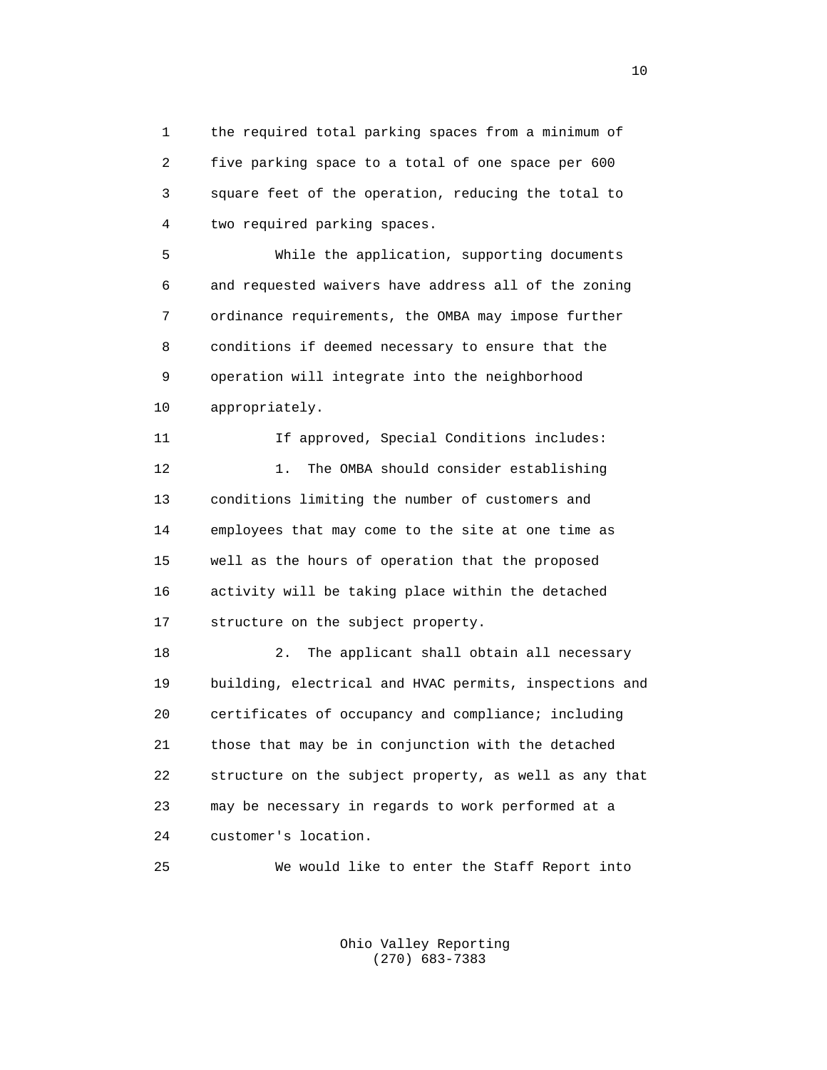the required total parking spaces from a minimum of five parking space to a total of one space per 600 square feet of the operation, reducing the total to two required parking spaces.

While the application, supporting documents and requested waivers have address all of the zoning ordinance requirements, the OMBA may impose further conditions if deemed necessary to ensure that the operation will integrate into the neighborhood appropriately.

If approved, Special Conditions includes:

1. The OMBA should consider establishing conditions limiting the number of customers and employees that may come to the site at one time as well as the hours of operation that the proposed activity will be taking place within the detached structure on the subject property.

2. The applicant shall obtain all necessary building, electrical and HVAC permits, inspections and certificates of occupancy and compliance; including those that may be in conjunction with the detached structure on the subject property, as well as any that may be necessary in regards to work performed at a customer's location.

We would like to enter the Staff Report into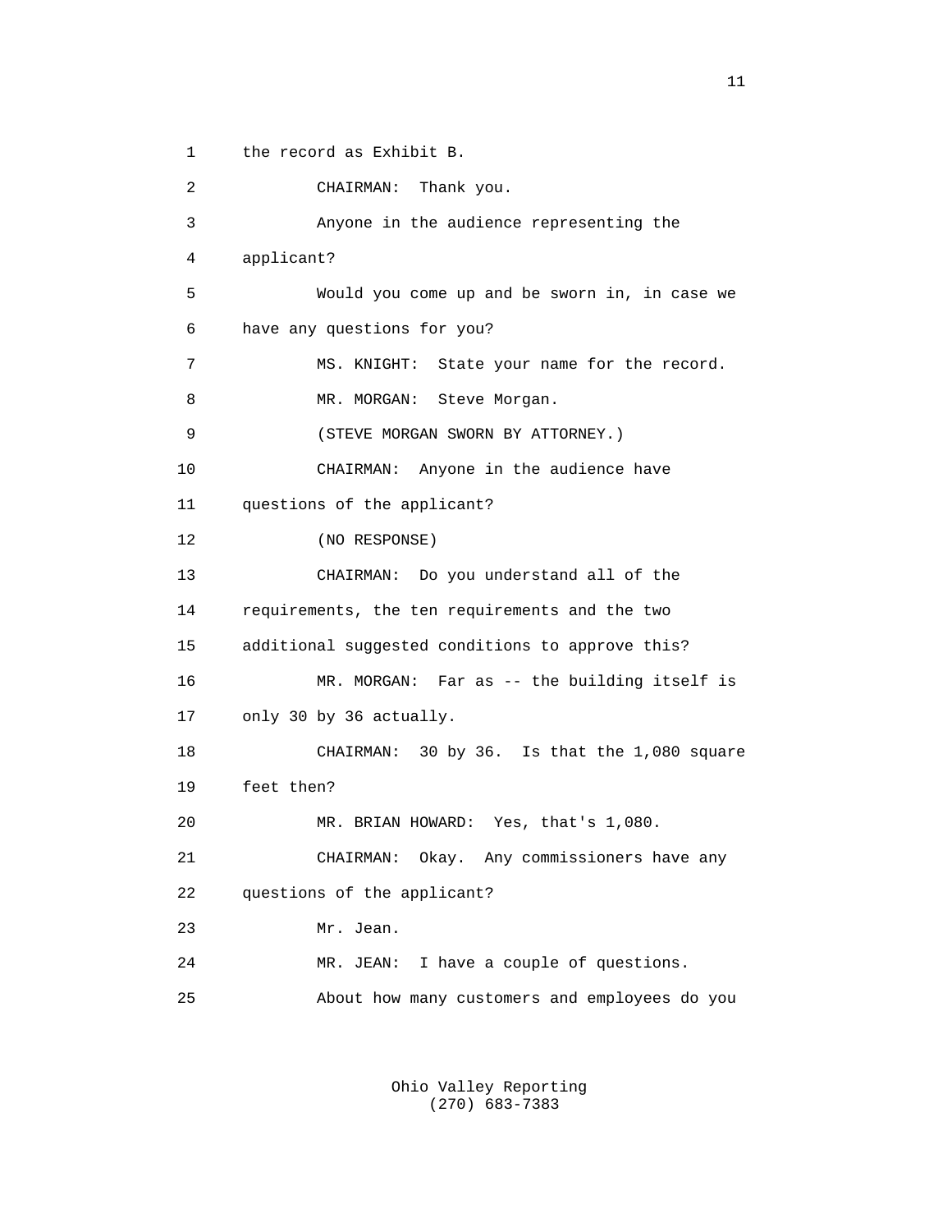1 the record as Exhibit B.

2 CHAIRMAN: Thank you.

3 Anyone in the audience representing the

4 applicant?

5 Would you come up and be sworn in, in case we

6 have any questions for you?

7 MS. KNIGHT: State your name for the record.

8 MR. MORGAN: Steve Morgan.

9 (STEVE MORGAN SWORN BY ATTORNEY.)

10 CHAIRMAN: Anyone in the audience have

11 questions of the applicant?

12 (NO RESPONSE)

13 CHAIRMAN: Do you understand all of the

14 requirements, the ten requirements and the two

15 additional suggested conditions to approve this?

16 MR. MORGAN: Far as -- the building itself is

17 only 30 by 36 actually.

18 CHAIRMAN: 30 by 36. Is that the 1,080 square

19 feet then?

20 MR. BRIAN HOWARD: Yes, that's 1,080.

21 CHAIRMAN: Okay. Any commissioners have any

22 questions of the applicant?

23 Mr. Jean.

24 MR. JEAN: I have a couple of questions.

25 About how many customers and employees do you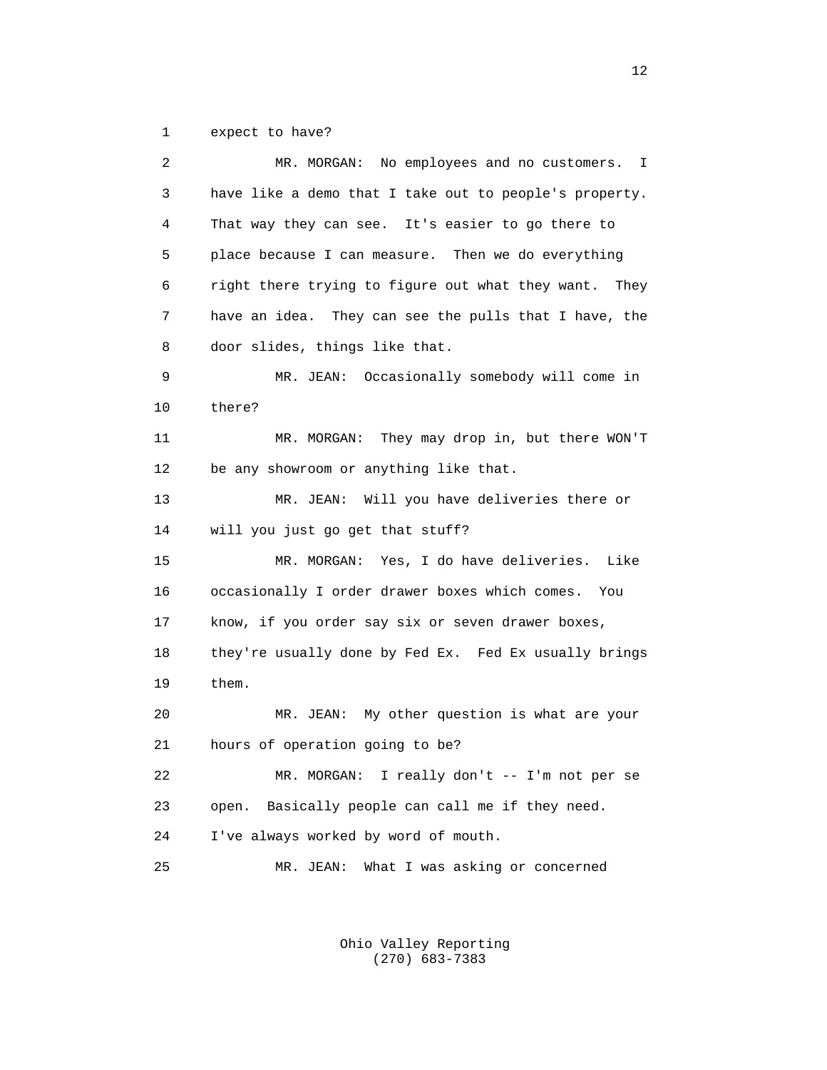1 expect to have?

2 MR. MORGAN: No employees and no customers. I

3 have like a demo that I take out to people's property.

4 That way they can see. It's easier to go there to

5 place because I can measure. Then we do everything

6 right there trying to figure out what they want. They

7 have an idea. They can see the pulls that I have, the

8 door slides, things like that.

9 MR. JEAN: Occasionally somebody will come in

10 there?

11 MR. MORGAN: They may drop in, but there WON'T

12 be any showroom or anything like that.

13 MR. JEAN: Will you have deliveries there or

14 will you just go get that stuff?

15 MR. MORGAN: Yes, I do have deliveries. Like

16 occasionally I order drawer boxes which comes. You

17 know, if you order say six or seven drawer boxes,

18 they're usually done by Fed Ex. Fed Ex usually brings

19 them.

20 MR. JEAN: My other question is what are your

21 hours of operation going to be?

22 MR. MORGAN: I really don't -- I'm not per se

23 open. Basically people can call me if they need.

24 I've always worked by word of mouth.

25 MR. JEAN: What I was asking or concerned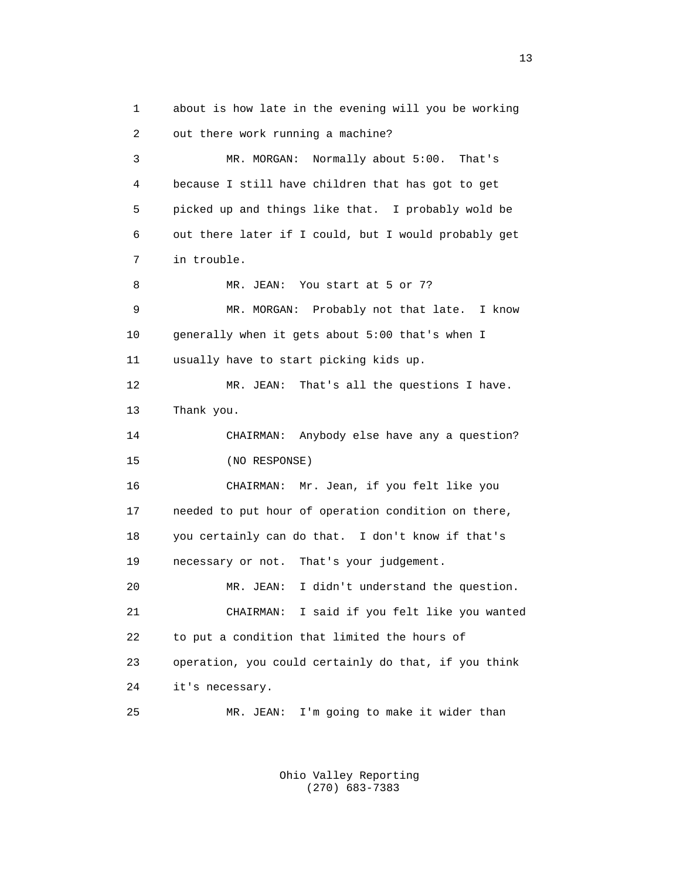1 about is how late in the evening will you be working
2 out there work running a machine?
3 MR. MORGAN: Normally about 5:00. That's
4 because I still have children that has got to get
5 picked up and things like that. I probably wold be
6 out there later if I could, but I would probably get
7 in trouble.
8 MR. JEAN: You start at 5 or 7?
9 MR. MORGAN: Probably not that late. I know
10 generally when it gets about 5:00 that's when I
11 usually have to start picking kids up.
12 MR. JEAN: That's all the questions I have.
13 Thank you.
14 CHAIRMAN: Anybody else have any a question?
15 (NO RESPONSE)
16 CHAIRMAN: Mr. Jean, if you felt like you
17 needed to put hour of operation condition on there,
18 you certainly can do that. I don't know if that's
19 necessary or not. That's your judgement.
20 MR. JEAN: I didn't understand the question.
21 CHAIRMAN: I said if you felt like you wanted
22 to put a condition that limited the hours of
23 operation, you could certainly do that, if you think
24 it's necessary.
25 MR. JEAN: I'm going to make it wider than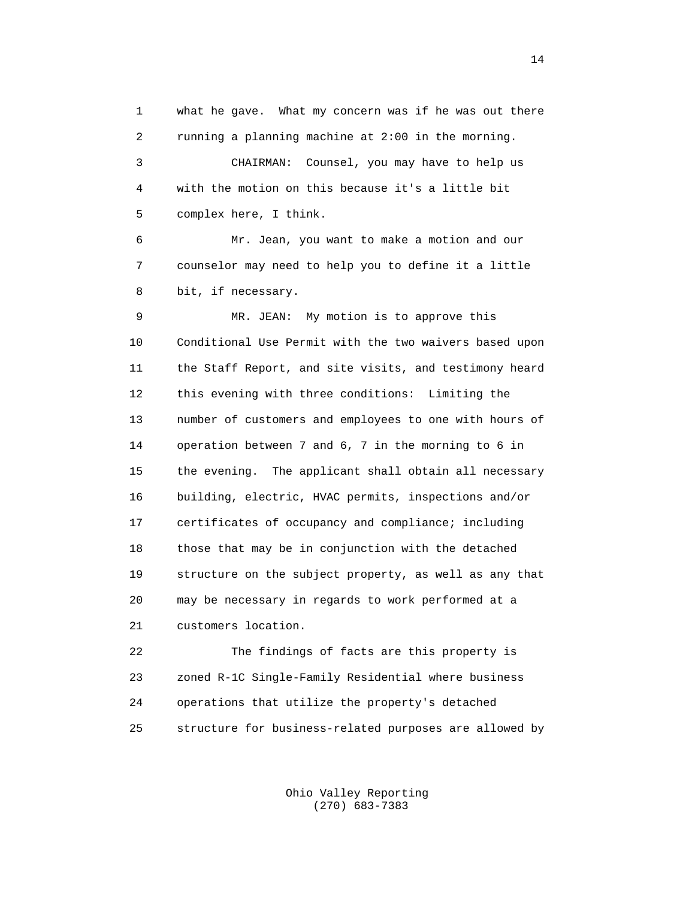what he gave. What my concern was if he was out there running a planning machine at 2:00 in the morning.

CHAIRMAN: Counsel, you may have to help us with the motion on this because it's a little bit complex here, I think.

Mr. Jean, you want to make a motion and our counselor may need to help you to define it a little bit, if necessary.

MR. JEAN: My motion is to approve this Conditional Use Permit with the two waivers based upon the Staff Report, and site visits, and testimony heard this evening with three conditions: Limiting the number of customers and employees to one with hours of operation between 7 and 6, 7 in the morning to 6 in the evening. The applicant shall obtain all necessary building, electric, HVAC permits, inspections and/or certificates of occupancy and compliance; including those that may be in conjunction with the detached structure on the subject property, as well as any that may be necessary in regards to work performed at a customers location.

The findings of facts are this property is zoned R-1C Single-Family Residential where business operations that utilize the property's detached structure for business-related purposes are allowed by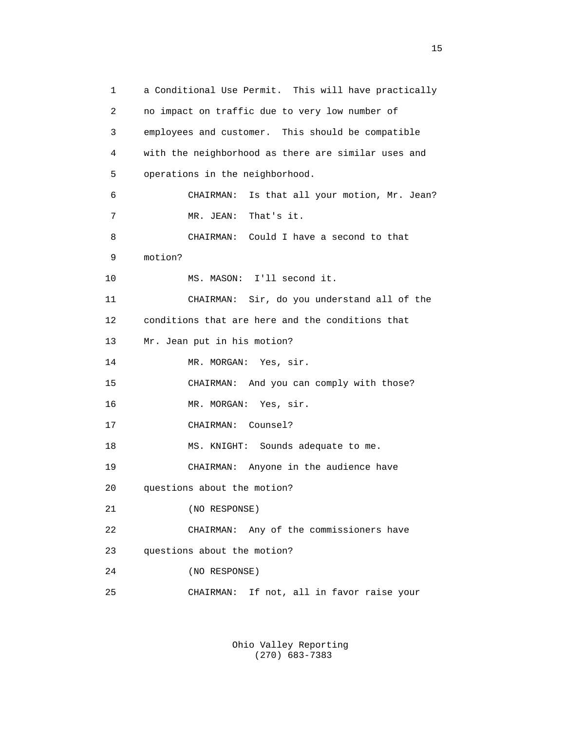1 a Conditional Use Permit. This will have practically
2 no impact on traffic due to very low number of
3 employees and customer. This should be compatible
4 with the neighborhood as there are similar uses and
5 operations in the neighborhood.
6 CHAIRMAN: Is that all your motion, Mr. Jean?
7 MR. JEAN: That's it.
8 CHAIRMAN: Could I have a second to that
9 motion?
10 MS. MASON: I'll second it.
11 CHAIRMAN: Sir, do you understand all of the
12 conditions that are here and the conditions that
13 Mr. Jean put in his motion?
14 MR. MORGAN: Yes, sir.
15 CHAIRMAN: And you can comply with those?
16 MR. MORGAN: Yes, sir.
17 CHAIRMAN: Counsel?
18 MS. KNIGHT: Sounds adequate to me.
19 CHAIRMAN: Anyone in the audience have
20 questions about the motion?
21 (NO RESPONSE)
22 CHAIRMAN: Any of the commissioners have
23 questions about the motion?
24 (NO RESPONSE)
25 CHAIRMAN: If not, all in favor raise your

Ohio Valley Reporting
(270) 683-7383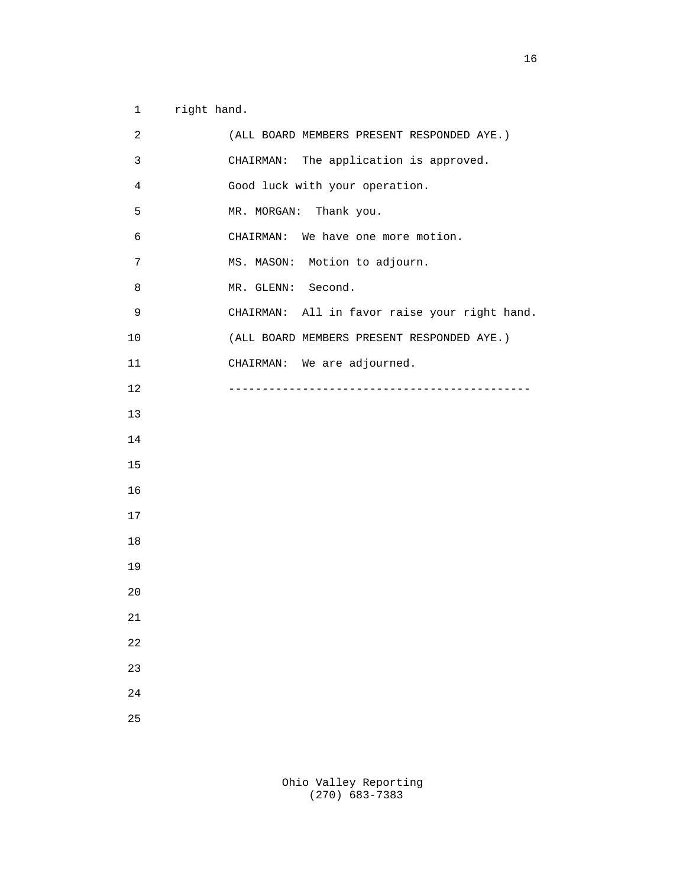right hand.

(ALL BOARD MEMBERS PRESENT RESPONDED AYE.)

CHAIRMAN: The application is approved.

Good luck with your operation.

MR. MORGAN: Thank you.

CHAIRMAN: We have one more motion.

MS. MASON: Motion to adjourn.

MR. GLENN: Second.

CHAIRMAN: All in favor raise your right hand.

(ALL BOARD MEMBERS PRESENT RESPONDED AYE.)

CHAIRMAN: We are adjourned.

--------------------------------------------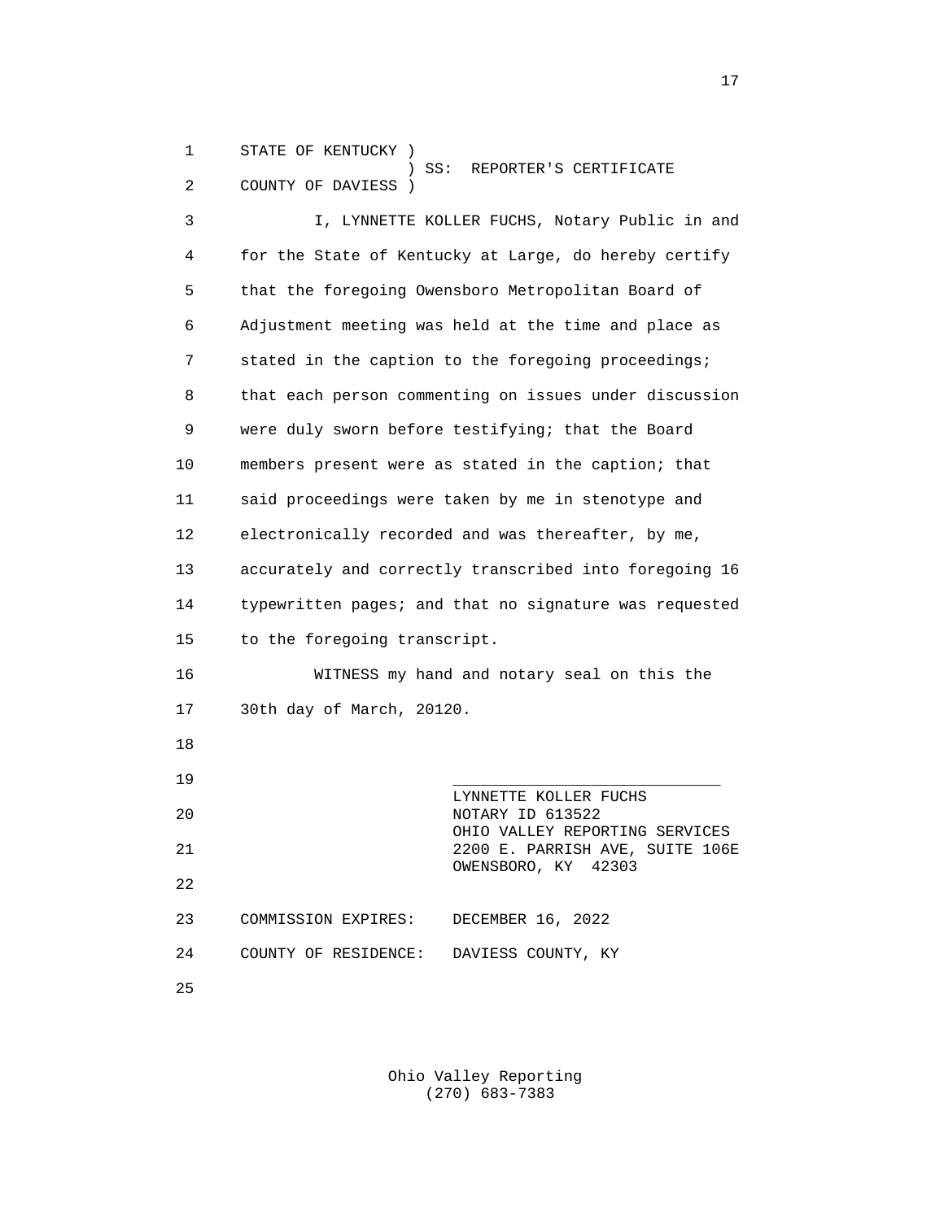STATE OF KENTUCKY )
) SS: REPORTER'S CERTIFICATE
COUNTY OF DAVIESS )

I, LYNNETTE KOLLER FUCHS, Notary Public in and for the State of Kentucky at Large, do hereby certify that the foregoing Owensboro Metropolitan Board of Adjustment meeting was held at the time and place as stated in the caption to the foregoing proceedings; that each person commenting on issues under discussion were duly sworn before testifying; that the Board members present were as stated in the caption; that said proceedings were taken by me in stenotype and electronically recorded and was thereafter, by me, accurately and correctly transcribed into foregoing 16 typewritten pages; and that no signature was requested to the foregoing transcript.

WITNESS my hand and notary seal on this the 30th day of March, 20120.

\_\_\_\_\_\_\_\_\_\_\_\_\_\_\_\_\_\_\_\_\_\_\_\_\_\_\_\_\_\_

LYNNETTE KOLLER FUCHS
NOTARY ID 613522
OHIO VALLEY REPORTING SERVICES
2200 E. PARRISH AVE, SUITE 106E
OWENSBORO, KY 42303

COMMISSION EXPIRES: DECEMBER 16, 2022

COUNTY OF RESIDENCE: DAVIESS COUNTY, KY

Ohio Valley Reporting
(270) 683-7383